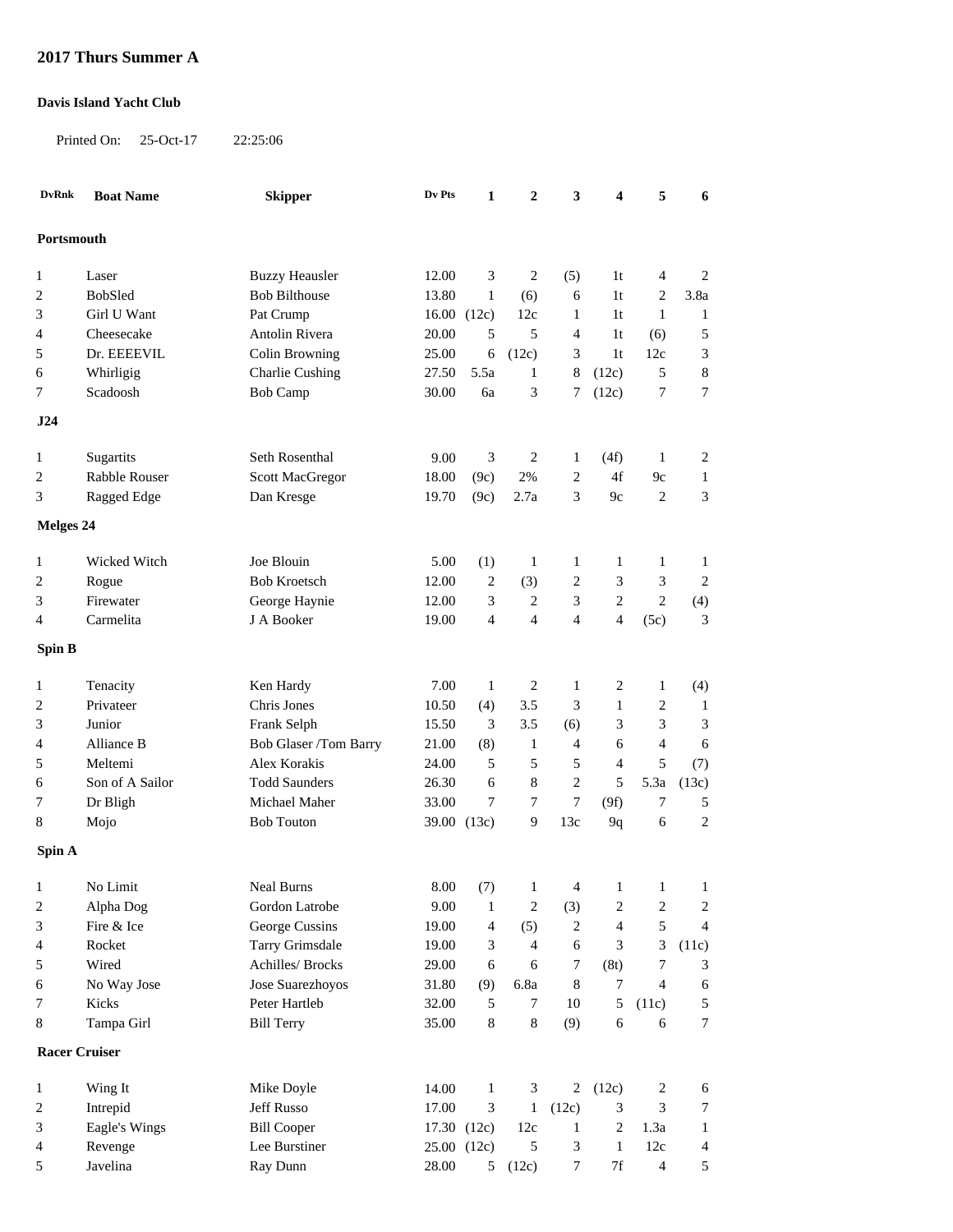# 2017 Thurs Summer A

**Davis Island Yacht Club**

Printed On: 25-Oct-17 22:25:06

| DvRnk | Boat Name | Skipper | Dv Pts | 1 | 2 | 3 | 4 | 5 | 6 |
|---|---|---|---|---|---|---|---|---|---|
| **Portsmouth** | | | | | | | | | |
| 1 | Laser | Buzzy Heausler | 12.00 | 3 | 2 | (5) | 1t | 4 | 2 |
| 2 | BobSled | Bob Bilthouse | 13.80 | 1 | (6) | 6 | 1t | 2 | 3.8a |
| 3 | Girl U Want | Pat Crump | 16.00 | (12c) | 12c | 1 | 1t | 1 | 1 |
| 4 | Cheesecake | Antolin Rivera | 20.00 | 5 | 5 | 4 | 1t | (6) | 5 |
| 5 | Dr. EEEEVIL | Colin Browning | 25.00 | 6 | (12c) | 3 | 1t | 12c | 3 |
| 6 | Whirligig | Charlie Cushing | 27.50 | 5.5a | 1 | 8 | (12c) | 5 | 8 |
| 7 | Scadoosh | Bob Camp | 30.00 | 6a | 3 | 7 | (12c) | 7 | 7 |
| **J24** | | | | | | | | | |
| 1 | Sugartits | Seth Rosenthal | 9.00 | 3 | 2 | 1 | (4f) | 1 | 2 |
| 2 | Rabble Rouser | Scott MacGregor | 18.00 | (9c) | 2% | 2 | 4f | 9c | 1 |
| 3 | Ragged Edge | Dan Kresge | 19.70 | (9c) | 2.7a | 3 | 9c | 2 | 3 |
| **Melges 24** | | | | | | | | | |
| 1 | Wicked Witch | Joe Blouin | 5.00 | (1) | 1 | 1 | 1 | 1 | 1 |
| 2 | Rogue | Bob Kroetsch | 12.00 | 2 | (3) | 2 | 3 | 3 | 2 |
| 3 | Firewater | George Haynie | 12.00 | 3 | 2 | 3 | 2 | 2 | (4) |
| 4 | Carmelita | J A Booker | 19.00 | 4 | 4 | 4 | 4 | (5c) | 3 |
| **Spin B** | | | | | | | | | |
| 1 | Tenacity | Ken Hardy | 7.00 | 1 | 2 | 1 | 2 | 1 | (4) |
| 2 | Privateer | Chris Jones | 10.50 | (4) | 3.5 | 3 | 1 | 2 | 1 |
| 3 | Junior | Frank Selph | 15.50 | 3 | 3.5 | (6) | 3 | 3 | 3 |
| 4 | Alliance B | Bob Glaser /Tom Barry | 21.00 | (8) | 1 | 4 | 6 | 4 | 6 |
| 5 | Meltemi | Alex Korakis | 24.00 | 5 | 5 | 5 | 4 | 5 | (7) |
| 6 | Son of A Sailor | Todd Saunders | 26.30 | 6 | 8 | 2 | 5 | 5.3a | (13c) |
| 7 | Dr Bligh | Michael Maher | 33.00 | 7 | 7 | 7 | (9f) | 7 | 5 |
| 8 | Mojo | Bob Touton | 39.00 | (13c) | 9 | 13c | 9q | 6 | 2 |
| **Spin A** | | | | | | | | | |
| 1 | No Limit | Neal Burns | 8.00 | (7) | 1 | 4 | 1 | 1 | 1 |
| 2 | Alpha Dog | Gordon Latrobe | 9.00 | 1 | 2 | (3) | 2 | 2 | 2 |
| 3 | Fire & Ice | George Cussins | 19.00 | 4 | (5) | 2 | 4 | 5 | 4 |
| 4 | Rocket | Tarry Grimsdale | 19.00 | 3 | 4 | 6 | 3 | 3 | (11c) |
| 5 | Wired | Achilles/ Brocks | 29.00 | 6 | 6 | 7 | (8t) | 7 | 3 |
| 6 | No Way Jose | Jose Suarezhoyos | 31.80 | (9) | 6.8a | 8 | 7 | 4 | 6 |
| 7 | Kicks | Peter Hartleb | 32.00 | 5 | 7 | 10 | 5 | (11c) | 5 |
| 8 | Tampa Girl | Bill Terry | 35.00 | 8 | 8 | (9) | 6 | 6 | 7 |
| **Racer Cruiser** | | | | | | | | | |
| 1 | Wing It | Mike Doyle | 14.00 | 1 | 3 | 2 | (12c) | 2 | 6 |
| 2 | Intrepid | Jeff Russo | 17.00 | 3 | 1 | (12c) | 3 | 3 | 7 |
| 3 | Eagle's Wings | Bill Cooper | 17.30 | (12c) | 12c | 1 | 2 | 1.3a | 1 |
| 4 | Revenge | Lee Burstiner | 25.00 | (12c) | 5 | 3 | 1 | 12c | 4 |
| 5 | Javelina | Ray Dunn | 28.00 | 5 | (12c) | 7 | 7f | 4 | 5 |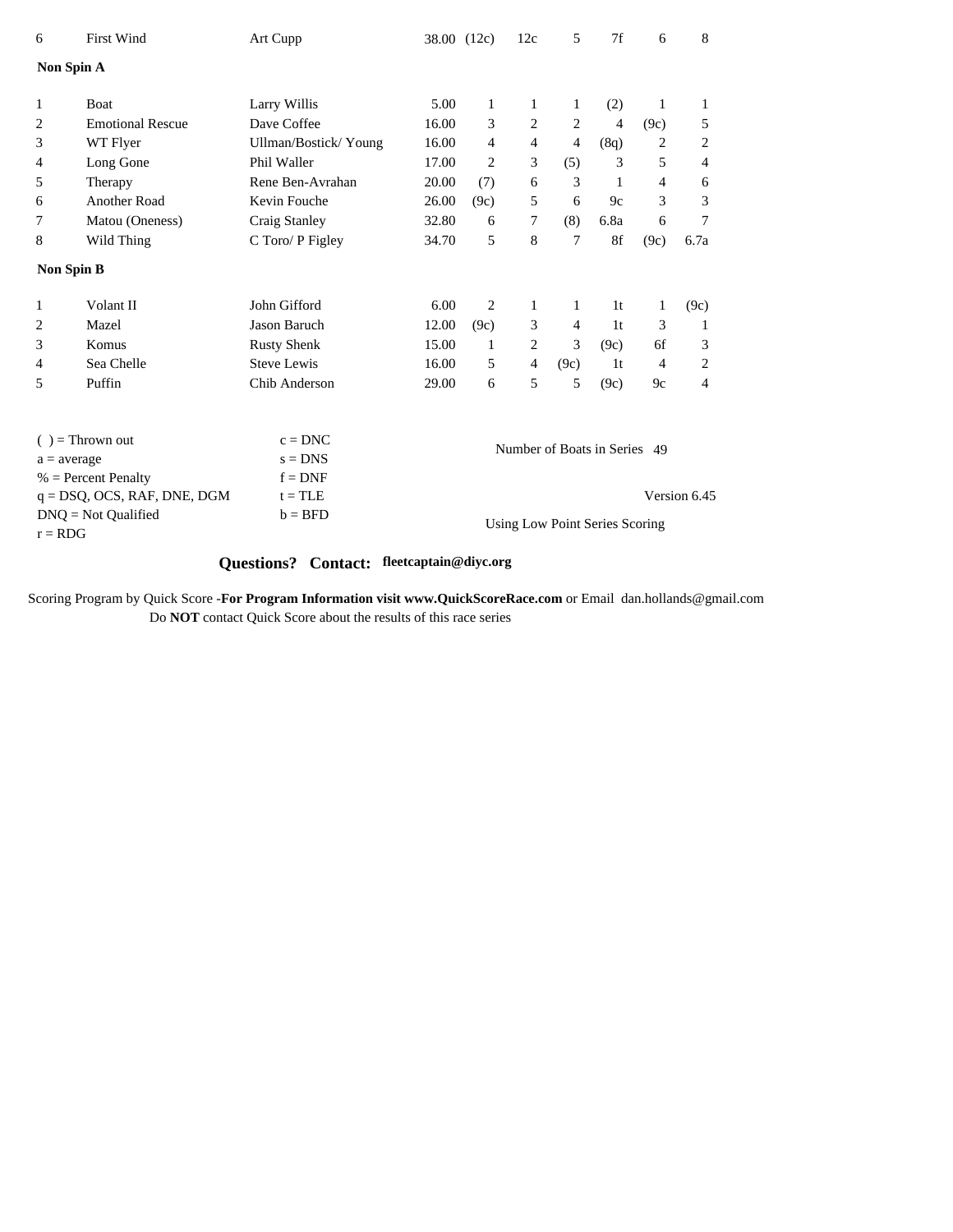| | | | | | | | | | |
|---|---|---|---|---|---|---|---|---|---|
| 6 | First Wind | Art Cupp | 38.00 | (12c) | 12c | 5 | 7f | 6 | 8 |

**Non Spin A**

| | | | | | | | | | |
|---|---|---|---|---|---|---|---|---|---|
| 1 | Boat | Larry Willis | 5.00 | 1 | 1 | 1 | (2) | 1 | 1 |
| 2 | Emotional Rescue | Dave Coffee | 16.00 | 3 | 2 | 2 | 4 | (9c) | 5 |
| 3 | WT Flyer | Ullman/Bostick/ Young | 16.00 | 4 | 4 | 4 | (8q) | 2 | 2 |
| 4 | Long Gone | Phil Waller | 17.00 | 2 | 3 | (5) | 3 | 5 | 4 |
| 5 | Therapy | Rene Ben-Avrahan | 20.00 | (7) | 6 | 3 | 1 | 4 | 6 |
| 6 | Another Road | Kevin Fouche | 26.00 | (9c) | 5 | 6 | 9c | 3 | 3 |
| 7 | Matou (Oneness) | Craig Stanley | 32.80 | 6 | 7 | (8) | 6.8a | 6 | 7 |
| 8 | Wild Thing | C Toro/ P Figley | 34.70 | 5 | 8 | 7 | 8f | (9c) | 6.7a |

**Non Spin B**

| | | | | | | | | | |
|---|---|---|---|---|---|---|---|---|---|
| 1 | Volant II | John Gifford | 6.00 | 2 | 1 | 1 | 1t | 1 | (9c) |
| 2 | Mazel | Jason Baruch | 12.00 | (9c) | 3 | 4 | 1t | 3 | 1 |
| 3 | Komus | Rusty Shenk | 15.00 | 1 | 2 | 3 | (9c) | 6f | 3 |
| 4 | Sea Chelle | Steve Lewis | 16.00 | 5 | 4 | (9c) | 1t | 4 | 2 |
| 5 | Puffin | Chib Anderson | 29.00 | 6 | 5 | 5 | (9c) | 9c | 4 |

( ) = Thrown out
a = average
% = Percent Penalty
q = DSQ, OCS, RAF, DNE, DGM
DNQ = Not Qualified
r = RDG

c = DNC
s = DNS
f = DNF
t = TLE
b = BFD

Number of Boats in Series 49

Version 6.45

Using Low Point Series Scoring

**Questions? Contact: fleetcaptain@diyc.org**

Scoring Program by Quick Score -**For Program Information visit www.QuickScoreRace.com** or Email dan.hollands@gmail.com
Do **NOT** contact Quick Score about the results of this race series